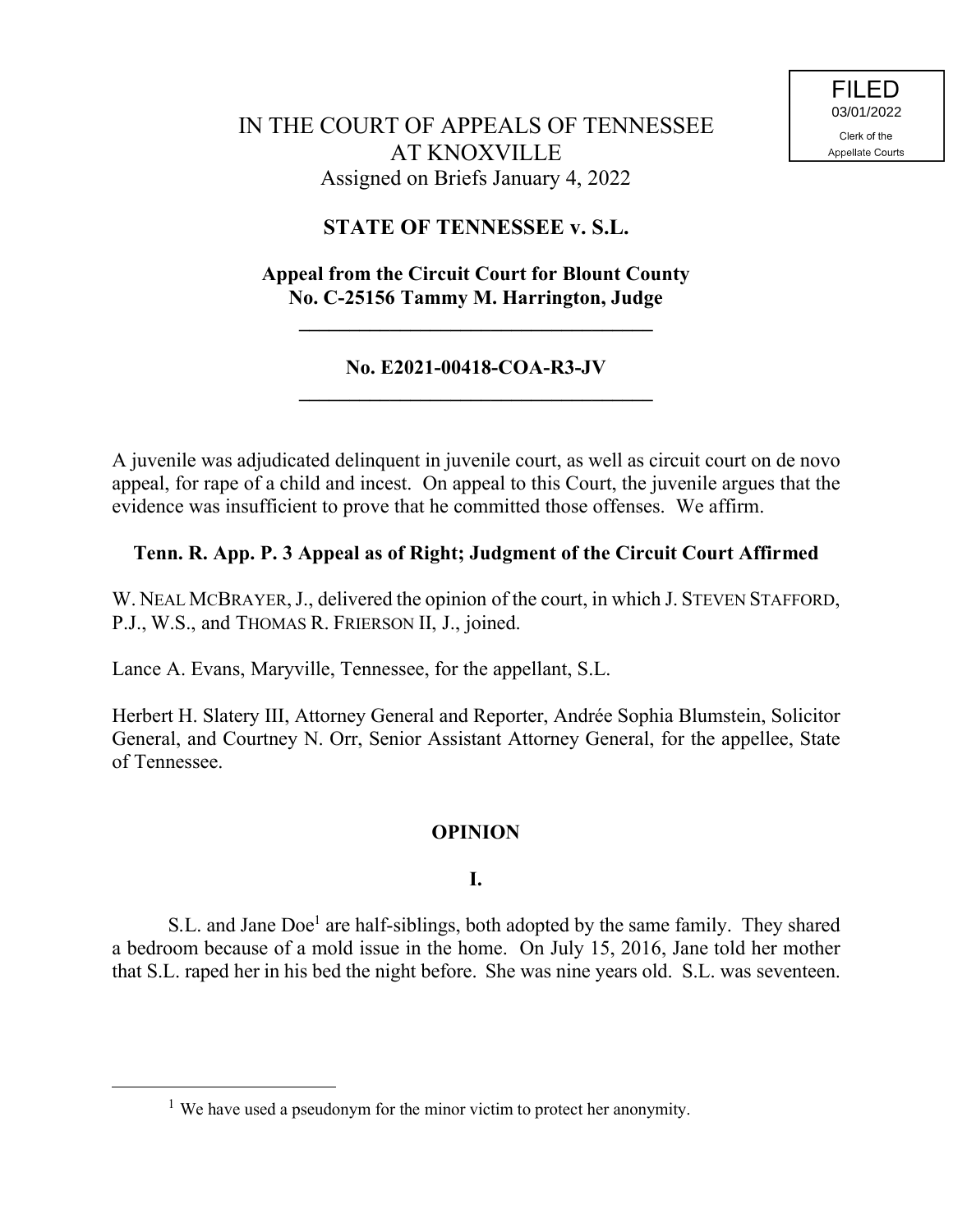FILED
03/01/2022
Clerk of the
Appellate Courts

# IN THE COURT OF APPEALS OF TENNESSEE AT KNOXVILLE

Assigned on Briefs January 4, 2022

## STATE OF TENNESSEE v. S.L.

**Appeal from the Circuit Court for Blount County**
**No. C-25156 Tammy M. Harrington, Judge**

---

**No. E2021-00418-COA-R3-JV**

---

A juvenile was adjudicated delinquent in juvenile court, as well as circuit court on de novo appeal, for rape of a child and incest. On appeal to this Court, the juvenile argues that the evidence was insufficient to prove that he committed those offenses. We affirm.

**Tenn. R. App. P. 3 Appeal as of Right; Judgment of the Circuit Court Affirmed**

W. NEAL MCBRAYER, J., delivered the opinion of the court, in which J. STEVEN STAFFORD, P.J., W.S., and THOMAS R. FRIERSON II, J., joined.

Lance A. Evans, Maryville, Tennessee, for the appellant, S.L.

Herbert H. Slatery III, Attorney General and Reporter, Andrée Sophia Blumstein, Solicitor General, and Courtney N. Orr, Senior Assistant Attorney General, for the appellee, State of Tennessee.

## OPINION

### I.

S.L. and Jane Doe[1] are half-siblings, both adopted by the same family. They shared a bedroom because of a mold issue in the home. On July 15, 2016, Jane told her mother that S.L. raped her in his bed the night before. She was nine years old. S.L. was seventeen.

---

[1] We have used a pseudonym for the minor victim to protect her anonymity.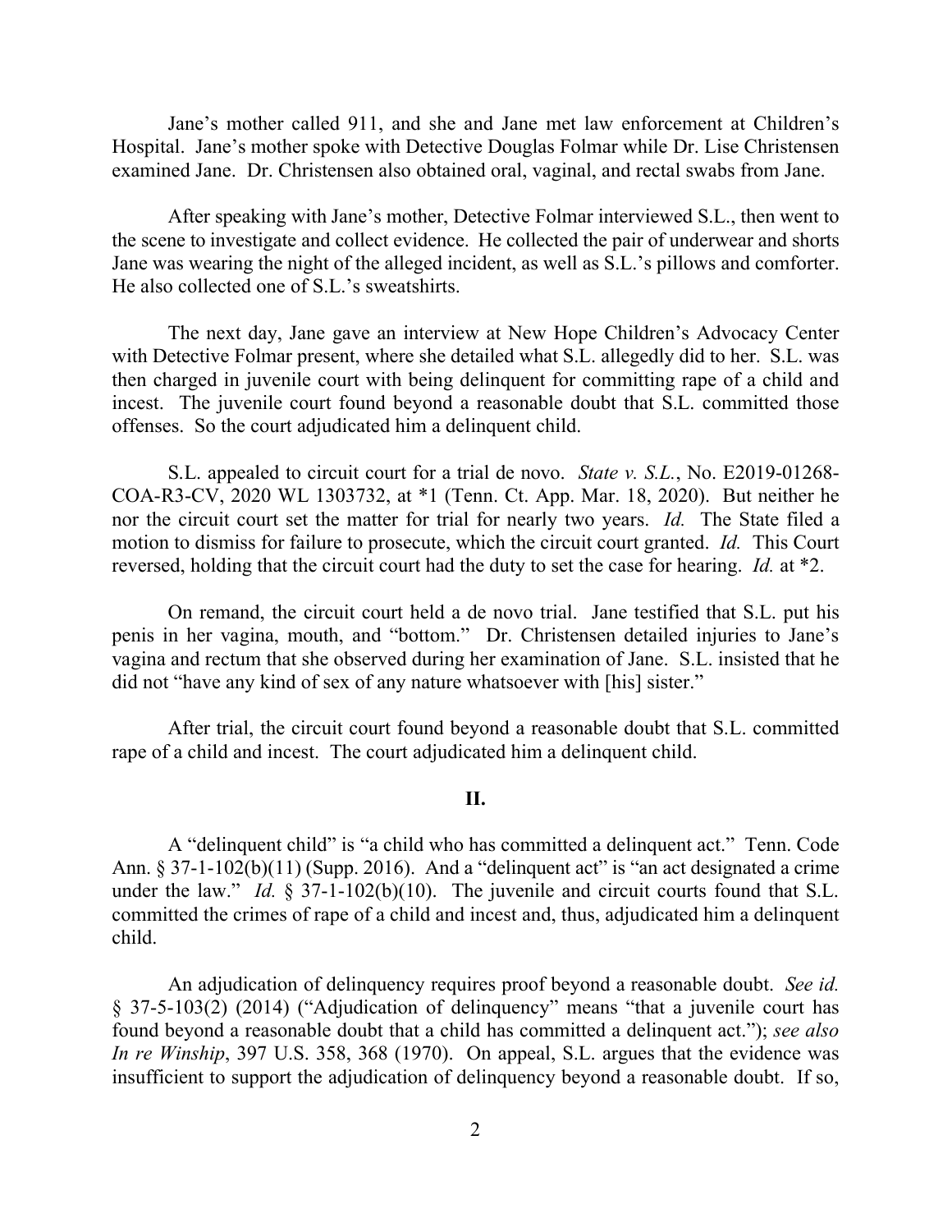Jane's mother called 911, and she and Jane met law enforcement at Children's Hospital. Jane's mother spoke with Detective Douglas Folmar while Dr. Lise Christensen examined Jane. Dr. Christensen also obtained oral, vaginal, and rectal swabs from Jane.

After speaking with Jane's mother, Detective Folmar interviewed S.L., then went to the scene to investigate and collect evidence. He collected the pair of underwear and shorts Jane was wearing the night of the alleged incident, as well as S.L.'s pillows and comforter. He also collected one of S.L.'s sweatshirts.

The next day, Jane gave an interview at New Hope Children's Advocacy Center with Detective Folmar present, where she detailed what S.L. allegedly did to her. S.L. was then charged in juvenile court with being delinquent for committing rape of a child and incest. The juvenile court found beyond a reasonable doubt that S.L. committed those offenses. So the court adjudicated him a delinquent child.

S.L. appealed to circuit court for a trial de novo. *State v. S.L.*, No. E2019-01268-COA-R3-CV, 2020 WL 1303732, at \*1 (Tenn. Ct. App. Mar. 18, 2020). But neither he nor the circuit court set the matter for trial for nearly two years. *Id.* The State filed a motion to dismiss for failure to prosecute, which the circuit court granted. *Id.* This Court reversed, holding that the circuit court had the duty to set the case for hearing. *Id.* at \*2.

On remand, the circuit court held a de novo trial. Jane testified that S.L. put his penis in her vagina, mouth, and "bottom." Dr. Christensen detailed injuries to Jane's vagina and rectum that she observed during her examination of Jane. S.L. insisted that he did not "have any kind of sex of any nature whatsoever with [his] sister."

After trial, the circuit court found beyond a reasonable doubt that S.L. committed rape of a child and incest. The court adjudicated him a delinquent child.

## II.

A "delinquent child" is "a child who has committed a delinquent act." Tenn. Code Ann. § 37-1-102(b)(11) (Supp. 2016). And a "delinquent act" is "an act designated a crime under the law." *Id.* § 37-1-102(b)(10). The juvenile and circuit courts found that S.L. committed the crimes of rape of a child and incest and, thus, adjudicated him a delinquent child.

An adjudication of delinquency requires proof beyond a reasonable doubt. *See id.* § 37-5-103(2) (2014) ("Adjudication of delinquency" means "that a juvenile court has found beyond a reasonable doubt that a child has committed a delinquent act."); *see also In re Winship*, 397 U.S. 358, 368 (1970). On appeal, S.L. argues that the evidence was insufficient to support the adjudication of delinquency beyond a reasonable doubt. If so,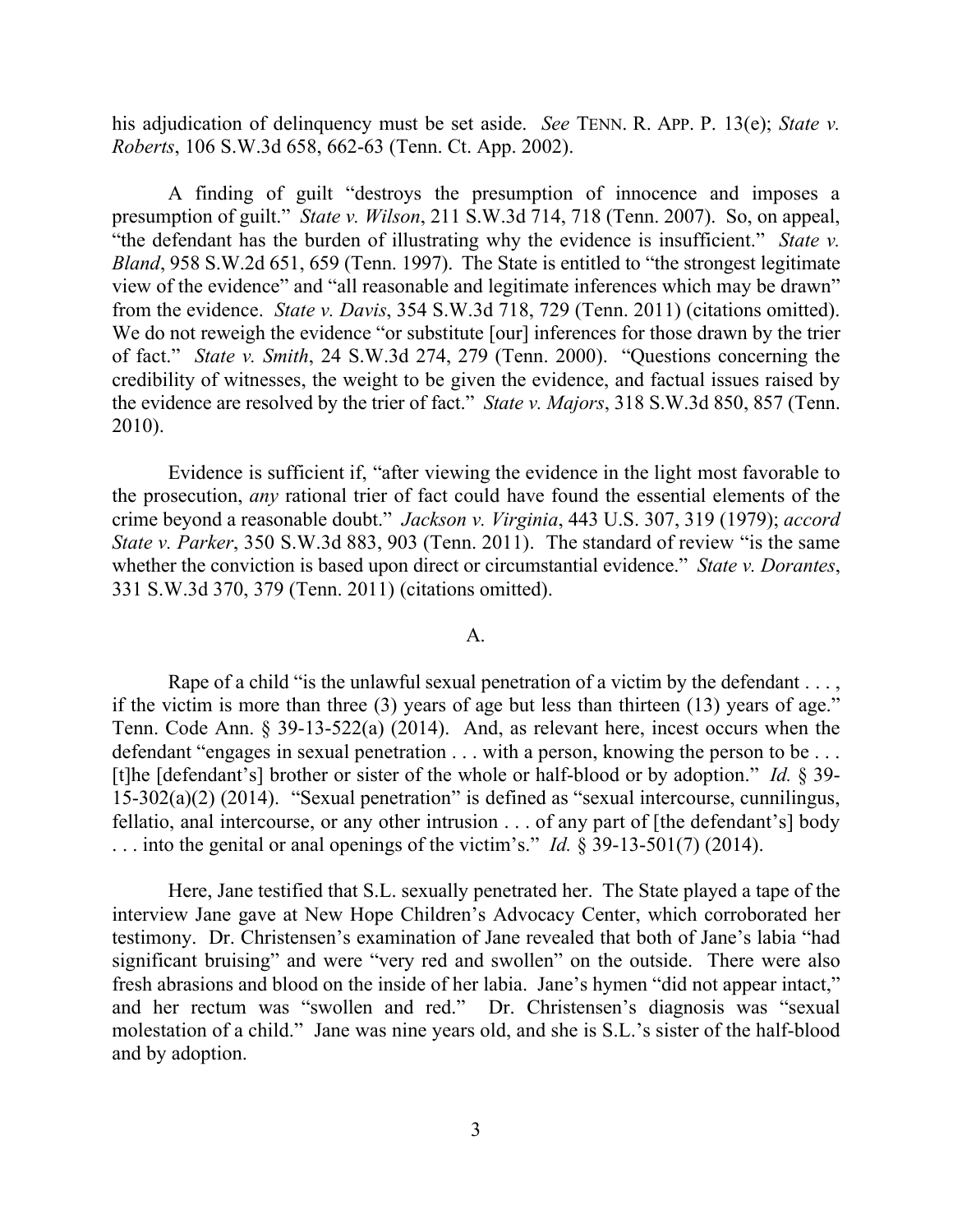his adjudication of delinquency must be set aside. *See* TENN. R. APP. P. 13(e); *State v. Roberts*, 106 S.W.3d 658, 662-63 (Tenn. Ct. App. 2002).

A finding of guilt "destroys the presumption of innocence and imposes a presumption of guilt." *State v. Wilson*, 211 S.W.3d 714, 718 (Tenn. 2007). So, on appeal, "the defendant has the burden of illustrating why the evidence is insufficient." *State v. Bland*, 958 S.W.2d 651, 659 (Tenn. 1997). The State is entitled to "the strongest legitimate view of the evidence" and "all reasonable and legitimate inferences which may be drawn" from the evidence. *State v. Davis*, 354 S.W.3d 718, 729 (Tenn. 2011) (citations omitted). We do not reweigh the evidence "or substitute [our] inferences for those drawn by the trier of fact." *State v. Smith*, 24 S.W.3d 274, 279 (Tenn. 2000). "Questions concerning the credibility of witnesses, the weight to be given the evidence, and factual issues raised by the evidence are resolved by the trier of fact." *State v. Majors*, 318 S.W.3d 850, 857 (Tenn. 2010).

Evidence is sufficient if, "after viewing the evidence in the light most favorable to the prosecution, *any* rational trier of fact could have found the essential elements of the crime beyond a reasonable doubt." *Jackson v. Virginia*, 443 U.S. 307, 319 (1979); *accord State v. Parker*, 350 S.W.3d 883, 903 (Tenn. 2011). The standard of review "is the same whether the conviction is based upon direct or circumstantial evidence." *State v. Dorantes*, 331 S.W.3d 370, 379 (Tenn. 2011) (citations omitted).

A.

Rape of a child "is the unlawful sexual penetration of a victim by the defendant . . . , if the victim is more than three (3) years of age but less than thirteen (13) years of age." Tenn. Code Ann. § 39-13-522(a) (2014). And, as relevant here, incest occurs when the defendant "engages in sexual penetration . . . with a person, knowing the person to be . . . [t]he [defendant's] brother or sister of the whole or half-blood or by adoption." *Id.* § 39-15-302(a)(2) (2014). "Sexual penetration" is defined as "sexual intercourse, cunnilingus, fellatio, anal intercourse, or any other intrusion . . . of any part of [the defendant's] body . . . into the genital or anal openings of the victim's." *Id.* § 39-13-501(7) (2014).

Here, Jane testified that S.L. sexually penetrated her. The State played a tape of the interview Jane gave at New Hope Children's Advocacy Center, which corroborated her testimony. Dr. Christensen's examination of Jane revealed that both of Jane's labia "had significant bruising" and were "very red and swollen" on the outside. There were also fresh abrasions and blood on the inside of her labia. Jane's hymen "did not appear intact," and her rectum was "swollen and red." Dr. Christensen's diagnosis was "sexual molestation of a child." Jane was nine years old, and she is S.L.'s sister of the half-blood and by adoption.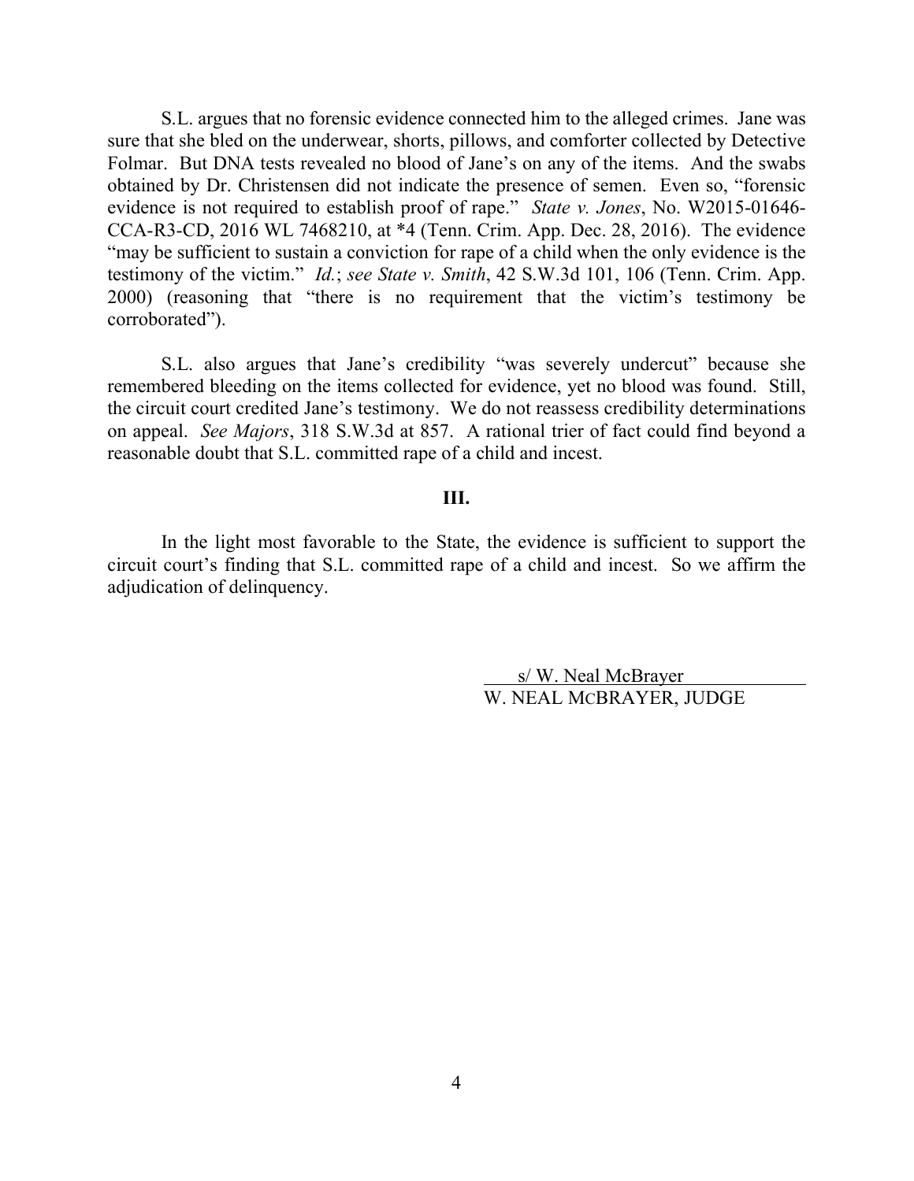S.L. argues that no forensic evidence connected him to the alleged crimes. Jane was sure that she bled on the underwear, shorts, pillows, and comforter collected by Detective Folmar. But DNA tests revealed no blood of Jane's on any of the items. And the swabs obtained by Dr. Christensen did not indicate the presence of semen. Even so, "forensic evidence is not required to establish proof of rape." *State v. Jones*, No. W2015-01646-CCA-R3-CD, 2016 WL 7468210, at *4 (Tenn. Crim. App. Dec. 28, 2016). The evidence "may be sufficient to sustain a conviction for rape of a child when the only evidence is the testimony of the victim." *Id.*; *see State v. Smith*, 42 S.W.3d 101, 106 (Tenn. Crim. App. 2000) (reasoning that "there is no requirement that the victim's testimony be corroborated").

S.L. also argues that Jane's credibility "was severely undercut" because she remembered bleeding on the items collected for evidence, yet no blood was found. Still, the circuit court credited Jane's testimony. We do not reassess credibility determinations on appeal. *See Majors*, 318 S.W.3d at 857. A rational trier of fact could find beyond a reasonable doubt that S.L. committed rape of a child and incest.

## III.

In the light most favorable to the State, the evidence is sufficient to support the circuit court's finding that S.L. committed rape of a child and incest. So we affirm the adjudication of delinquency.

s/ W. Neal McBrayer
W. NEAL MCBRAYER, JUDGE